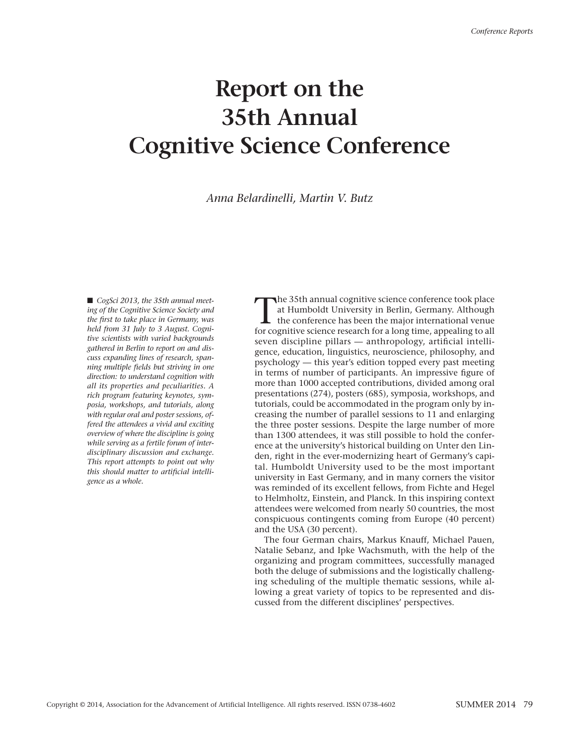# Report on the 35th Annual Cognitive Science Conference

*Anna Belardinelli, Martin V. Butz*

■ *CogSci 2013, the 35th annual meeting of the Cognitive Science Society and the first to take place in Germany, was held from 31 July to 3 August. Cognitive scientists with varied backgrounds gathered in Berlin to report on and discuss expanding lines of research, spanning multiple fields but striving in one direction: to understand cognition with all its properties and peculiarities. A rich program featuring keynotes, symposia, workshops, and tutorials, along with regular oral and poster sessions, offered the attendees a vivid and exciting overview of where the discipline is going while serving as a fertile forum of interdisciplinary discussion and exchange. This report attempts to point out why this should matter to artificial intelligence as a whole.*

The 35th annual cognitive science conference took place at Humboldt University in Berlin, Germany. Although the conference has been the major international venue for cognitive science research for a long time, appealing to all seven discipline pillars — anthropology, artificial intelligence, education, linguistics, neuroscience, philosophy, and psychology — this year's edition topped every past meeting in terms of number of participants. An impressive figure of more than 1000 accepted contributions, divided among oral presentations (274), posters (685), symposia, workshops, and tutorials, could be accommodated in the program only by increasing the number of parallel sessions to 11 and enlarging the three poster sessions. Despite the large number of more than 1300 attendees, it was still possible to hold the conference at the university's historical building on Unter den Linden, right in the ever-modernizing heart of Germany's capital. Humboldt University used to be the most important university in East Germany, and in many corners the visitor was reminded of its excellent fellows, from Fichte and Hegel to Helmholtz, Einstein, and Planck. In this inspiring context attendees were welcomed from nearly 50 countries, the most conspicuous contingents coming from Europe (40 percent) and the USA (30 percent).

The four German chairs, Markus Knauff, Michael Pauen, Natalie Sebanz, and Ipke Wachsmuth, with the help of the organizing and program committees, successfully managed both the deluge of submissions and the logistically challenging scheduling of the multiple thematic sessions, while allowing a great variety of topics to be represented and discussed from the different disciplines' perspectives.

Copyright © 2014, Association for the Advancement of Artificial Intelligence. All rights reserved. ISSN 0738-4602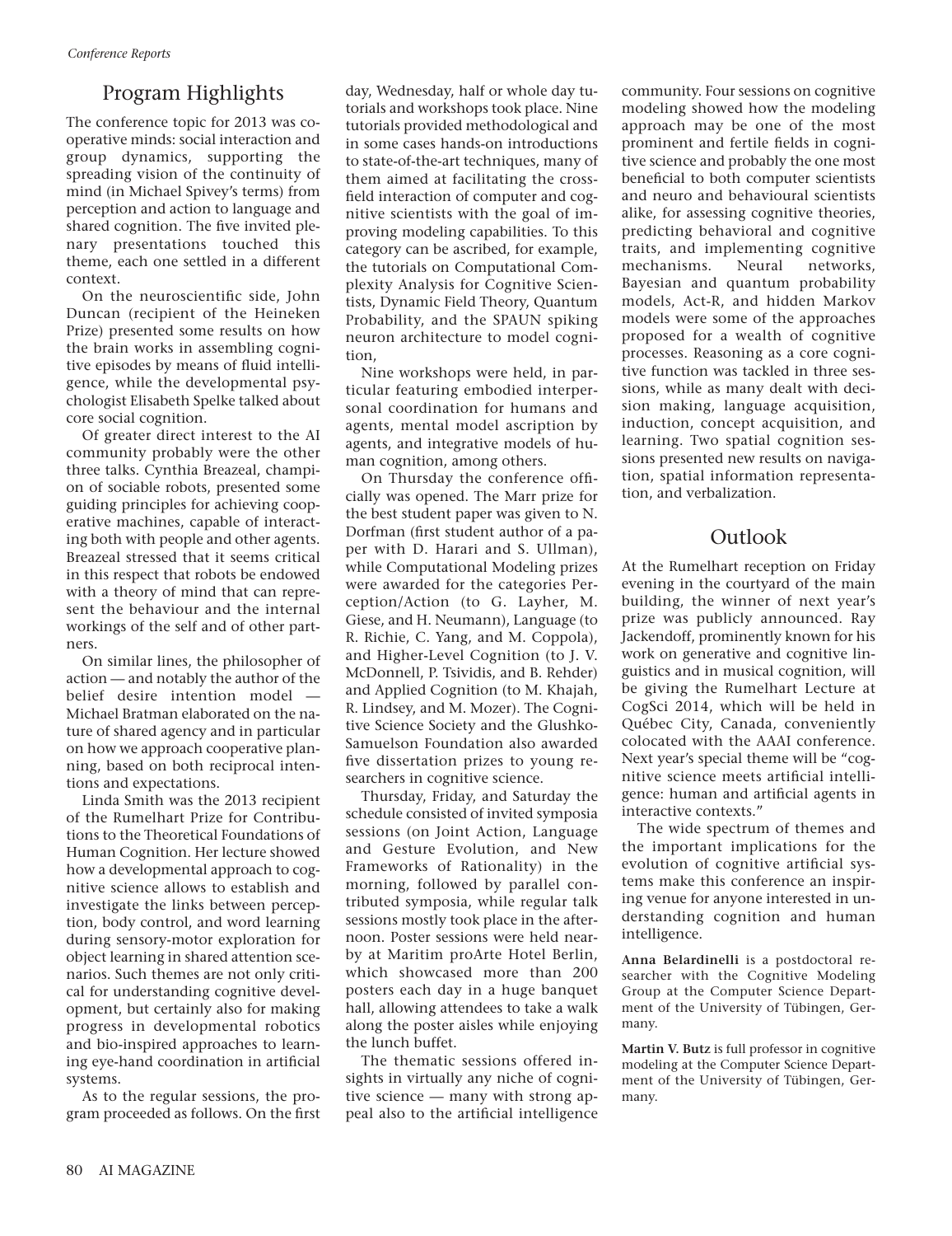## Program Highlights

The conference topic for 2013 was cooperative minds: social interaction and group dynamics, supporting the spreading vision of the continuity of mind (in Michael Spivey's terms) from perception and action to language and shared cognition. The five invited plenary presentations touched this theme, each one settled in a different context.

On the neuroscientific side, John Duncan (recipient of the Heineken Prize) presented some results on how the brain works in assembling cognitive episodes by means of fluid intelligence, while the developmental psychologist Elisabeth Spelke talked about core social cognition.

Of greater direct interest to the AI community probably were the other three talks. Cynthia Breazeal, champion of sociable robots, presented some guiding principles for achieving cooperative machines, capable of interacting both with people and other agents. Breazeal stressed that it seems critical in this respect that robots be endowed with a theory of mind that can represent the behaviour and the internal workings of the self and of other partners.

On similar lines, the philosopher of action — and notably the author of the belief desire intention model — Michael Bratman elaborated on the nature of shared agency and in particular on how we approach cooperative planning, based on both reciprocal intentions and expectations.

Linda Smith was the 2013 recipient of the Rumelhart Prize for Contributions to the Theoretical Foundations of Human Cognition. Her lecture showed how a developmental approach to cognitive science allows to establish and investigate the links between perception, body control, and word learning during sensory-motor exploration for object learning in shared attention scenarios. Such themes are not only critical for understanding cognitive development, but certainly also for making progress in developmental robotics and bio-inspired approaches to learning eye-hand coordination in artificial systems.

As to the regular sessions, the program proceeded as follows. On the first day, Wednesday, half or whole day tutorials and workshops took place. Nine tutorials provided methodological and in some cases hands-on introductions to state-of-the-art techniques, many of them aimed at facilitating the cross-field interaction of computer and cognitive scientists with the goal of improving modeling capabilities. To this category can be ascribed, for example, the tutorials on Computational Complexity Analysis for Cognitive Scientists, Dynamic Field Theory, Quantum Probability, and the SPAUN spiking neuron architecture to model cognition,

Nine workshops were held, in particular featuring embodied interpersonal coordination for humans and agents, mental model ascription by agents, and integrative models of human cognition, among others.

On Thursday the conference officially was opened. The Marr prize for the best student paper was given to N. Dorfman (first student author of a paper with D. Harari and S. Ullman), while Computational Modeling prizes were awarded for the categories Perception/Action (to G. Layher, M. Giese, and H. Neumann), Language (to R. Richie, C. Yang, and M. Coppola), and Higher-Level Cognition (to J. V. McDonnell, P. Tsividis, and B. Rehder) and Applied Cognition (to M. Khajah, R. Lindsey, and M. Mozer). The Cognitive Science Society and the Glushko-Samuelson Foundation also awarded five dissertation prizes to young researchers in cognitive science.

Thursday, Friday, and Saturday the schedule consisted of invited symposia sessions (on Joint Action, Language and Gesture Evolution, and New Frameworks of Rationality) in the morning, followed by parallel contributed symposia, while regular talk sessions mostly took place in the afternoon. Poster sessions were held nearby at Maritim proArte Hotel Berlin, which showcased more than 200 posters each day in a huge banquet hall, allowing attendees to take a walk along the poster aisles while enjoying the lunch buffet.

The thematic sessions offered insights in virtually any niche of cognitive science — many with strong appeal also to the artificial intelligence community. Four sessions on cognitive modeling showed how the modeling approach may be one of the most prominent and fertile fields in cognitive science and probably the one most beneficial to both computer scientists and neuro and behavioural scientists alike, for assessing cognitive theories, predicting behavioral and cognitive traits, and implementing cognitive mechanisms. Neural networks, Bayesian and quantum probability models, Act-R, and hidden Markov models were some of the approaches proposed for a wealth of cognitive processes. Reasoning as a core cognitive function was tackled in three sessions, while as many dealt with decision making, language acquisition, induction, concept acquisition, and learning. Two spatial cognition sessions presented new results on navigation, spatial information representation, and verbalization.

## Outlook

At the Rumelhart reception on Friday evening in the courtyard of the main building, the winner of next year's prize was publicly announced. Ray Jackendoff, prominently known for his work on generative and cognitive linguistics and in musical cognition, will be giving the Rumelhart Lecture at CogSci 2014, which will be held in Québec City, Canada, conveniently colocated with the AAAI conference. Next year's special theme will be "cognitive science meets artificial intelligence: human and artificial agents in interactive contexts."

The wide spectrum of themes and the important implications for the evolution of cognitive artificial systems make this conference an inspiring venue for anyone interested in understanding cognition and human intelligence.

**Anna Belardinelli** is a postdoctoral researcher with the Cognitive Modeling Group at the Computer Science Department of the University of Tübingen, Germany.

**Martin V. Butz** is full professor in cognitive modeling at the Computer Science Department of the University of Tübingen, Germany.